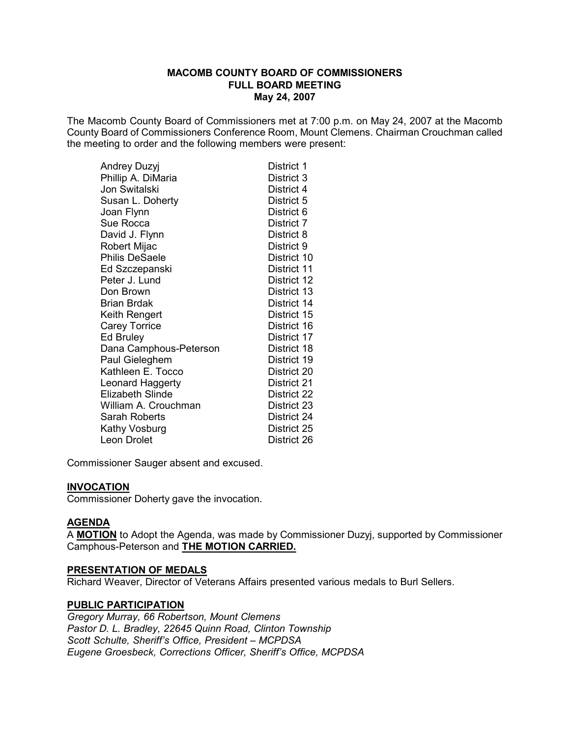**MACOMB COUNTY BOARD OF COMMISSIONERS**
**FULL BOARD MEETING**
**May 24, 2007**

The Macomb County Board of Commissioners met at 7:00 p.m. on May 24, 2007 at the Macomb County Board of Commissioners Conference Room, Mount Clemens. Chairman Crouchman called the meeting to order and the following members were present:

| | |
|---|---|
| Andrey Duzyj | District 1 |
| Phillip A. DiMaria | District 3 |
| Jon Switalski | District 4 |
| Susan L. Doherty | District 5 |
| Joan Flynn | District 6 |
| Sue Rocca | District 7 |
| David J. Flynn | District 8 |
| Robert Mijac | District 9 |
| Philis DeSaele | District 10 |
| Ed Szczepanski | District 11 |
| Peter J. Lund | District 12 |
| Don Brown | District 13 |
| Brian Brdak | District 14 |
| Keith Rengert | District 15 |
| Carey Torrice | District 16 |
| Ed Bruley | District 17 |
| Dana Camphous-Peterson | District 18 |
| Paul Gieleghem | District 19 |
| Kathleen E. Tocco | District 20 |
| Leonard Haggerty | District 21 |
| Elizabeth Slinde | District 22 |
| William A. Crouchman | District 23 |
| Sarah Roberts | District 24 |
| Kathy Vosburg | District 25 |
| Leon Drolet | District 26 |

Commissioner Sauger absent and excused.

**INVOCATION**

Commissioner Doherty gave the invocation.

**AGENDA**

A **MOTION** to Adopt the Agenda, was made by Commissioner Duzyj, supported by Commissioner Camphous-Peterson and **THE MOTION CARRIED.**

**PRESENTATION OF MEDALS**

Richard Weaver, Director of Veterans Affairs presented various medals to Burl Sellers.

**PUBLIC PARTICIPATION**

*Gregory Murray, 66 Robertson, Mount Clemens*
*Pastor D. L. Bradley, 22645 Quinn Road, Clinton Township*
*Scott Schulte, Sheriff's Office, President – MCPDSA*
*Eugene Groesbeck, Corrections Officer, Sheriff's Office, MCPDSA*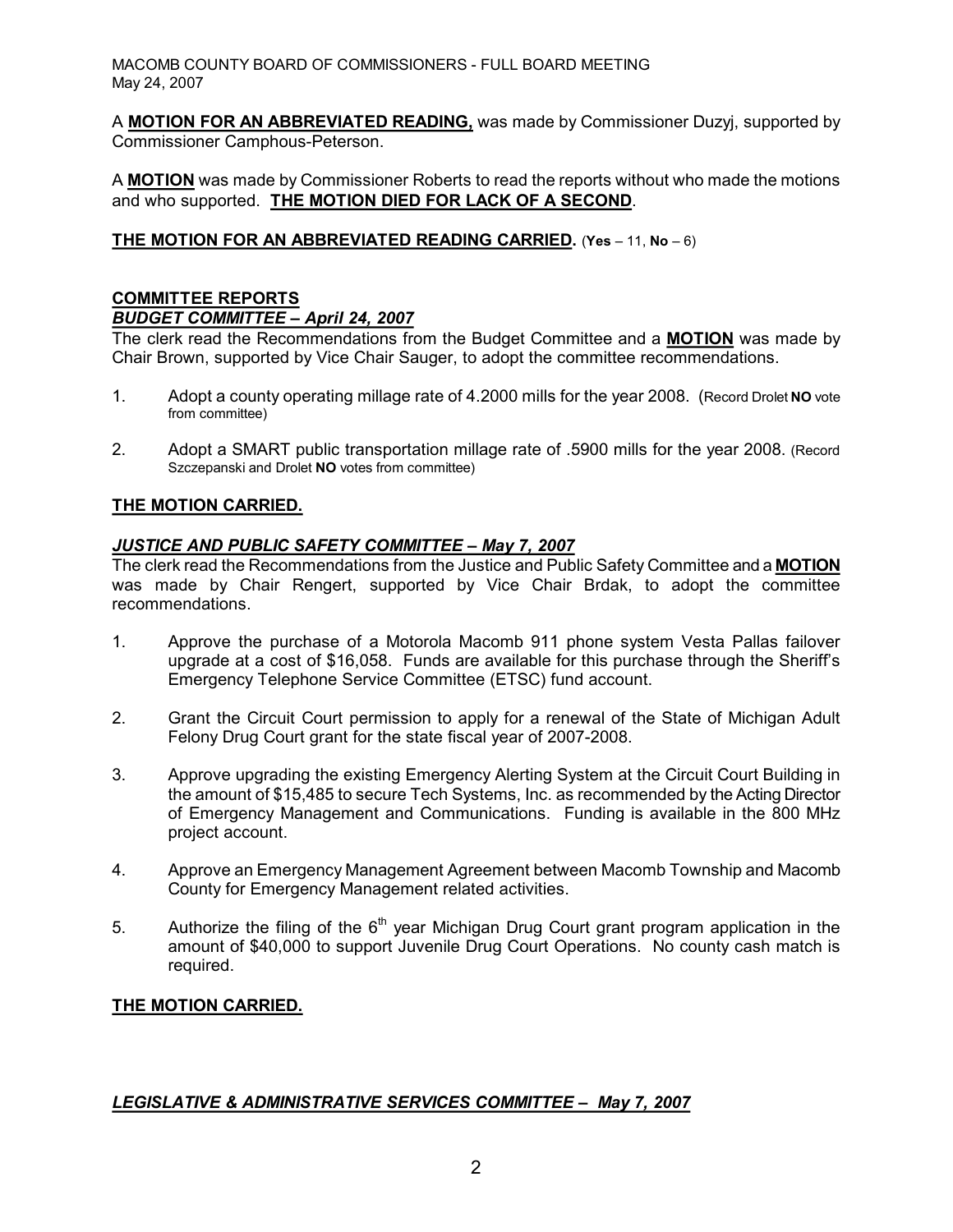A **MOTION FOR AN ABBREVIATED READING,** was made by Commissioner Duzyj, supported by Commissioner Camphous-Peterson.

A **MOTION** was made by Commissioner Roberts to read the reports without who made the motions and who supported. **THE MOTION DIED FOR LACK OF A SECOND**.

**THE MOTION FOR AN ABBREVIATED READING CARRIED.** (**Yes** – 11, **No** – 6)

## COMMITTEE REPORTS

### *BUDGET COMMITTEE – April 24, 2007*

The clerk read the Recommendations from the Budget Committee and a **MOTION** was made by Chair Brown, supported by Vice Chair Sauger, to adopt the committee recommendations.

1. Adopt a county operating millage rate of 4.2000 mills for the year 2008. (Record Drolet **NO** vote from committee)
2. Adopt a SMART public transportation millage rate of .5900 mills for the year 2008. (Record Szczepanski and Drolet **NO** votes from committee)

**THE MOTION CARRIED.**

### *JUSTICE AND PUBLIC SAFETY COMMITTEE – May 7, 2007*

The clerk read the Recommendations from the Justice and Public Safety Committee and a **MOTION** was made by Chair Rengert, supported by Vice Chair Brdak, to adopt the committee recommendations.

1. Approve the purchase of a Motorola Macomb 911 phone system Vesta Pallas failover upgrade at a cost of $16,058. Funds are available for this purchase through the Sheriff's Emergency Telephone Service Committee (ETSC) fund account.
2. Grant the Circuit Court permission to apply for a renewal of the State of Michigan Adult Felony Drug Court grant for the state fiscal year of 2007-2008.
3. Approve upgrading the existing Emergency Alerting System at the Circuit Court Building in the amount of $15,485 to secure Tech Systems, Inc. as recommended by the Acting Director of Emergency Management and Communications. Funding is available in the 800 MHz project account.
4. Approve an Emergency Management Agreement between Macomb Township and Macomb County for Emergency Management related activities.
5. Authorize the filing of the 6th year Michigan Drug Court grant program application in the amount of $40,000 to support Juvenile Drug Court Operations. No county cash match is required.

**THE MOTION CARRIED.**

### *LEGISLATIVE & ADMINISTRATIVE SERVICES COMMITTEE – May 7, 2007*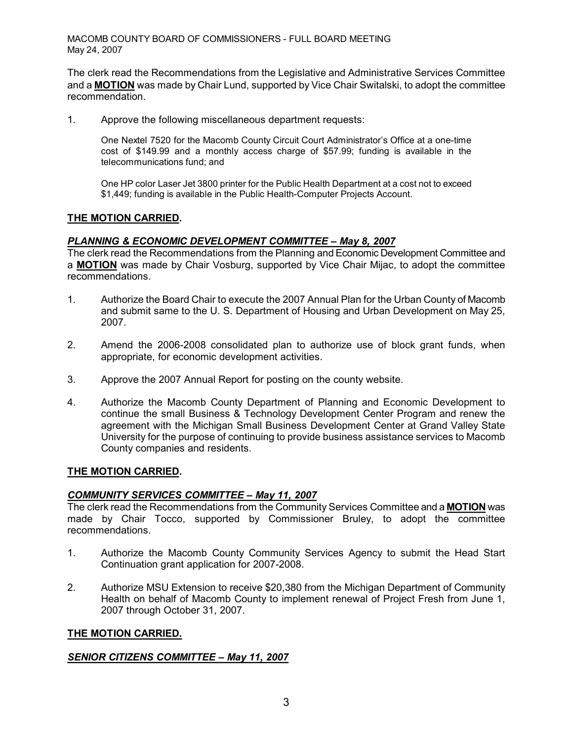The clerk read the Recommendations from the Legislative and Administrative Services Committee and a **MOTION** was made by Chair Lund, supported by Vice Chair Switalski, to adopt the committee recommendation.

1. Approve the following miscellaneous department requests:

   One Nextel 7520 for the Macomb County Circuit Court Administrator's Office at a one-time cost of $149.99 and a monthly access charge of $57.99; funding is available in the telecommunications fund; and

   One HP color Laser Jet 3800 printer for the Public Health Department at a cost not to exceed $1,449; funding is available in the Public Health-Computer Projects Account.

**THE MOTION CARRIED.**

***PLANNING & ECONOMIC DEVELOPMENT COMMITTEE – May 8, 2007***

The clerk read the Recommendations from the Planning and Economic Development Committee and a **MOTION** was made by Chair Vosburg, supported by Vice Chair Mijac, to adopt the committee recommendations.

1. Authorize the Board Chair to execute the 2007 Annual Plan for the Urban County of Macomb and submit same to the U. S. Department of Housing and Urban Development on May 25, 2007.

2. Amend the 2006-2008 consolidated plan to authorize use of block grant funds, when appropriate, for economic development activities.

3. Approve the 2007 Annual Report for posting on the county website.

4. Authorize the Macomb County Department of Planning and Economic Development to continue the small Business & Technology Development Center Program and renew the agreement with the Michigan Small Business Development Center at Grand Valley State University for the purpose of continuing to provide business assistance services to Macomb County companies and residents.

**THE MOTION CARRIED.**

***COMMUNITY SERVICES COMMITTEE – May 11, 2007***

The clerk read the Recommendations from the Community Services Committee and a **MOTION** was made by Chair Tocco, supported by Commissioner Bruley, to adopt the committee recommendations.

1. Authorize the Macomb County Community Services Agency to submit the Head Start Continuation grant application for 2007-2008.

2. Authorize MSU Extension to receive $20,380 from the Michigan Department of Community Health on behalf of Macomb County to implement renewal of Project Fresh from June 1, 2007 through October 31, 2007.

**THE MOTION CARRIED.**

***SENIOR CITIZENS COMMITTEE – May 11, 2007***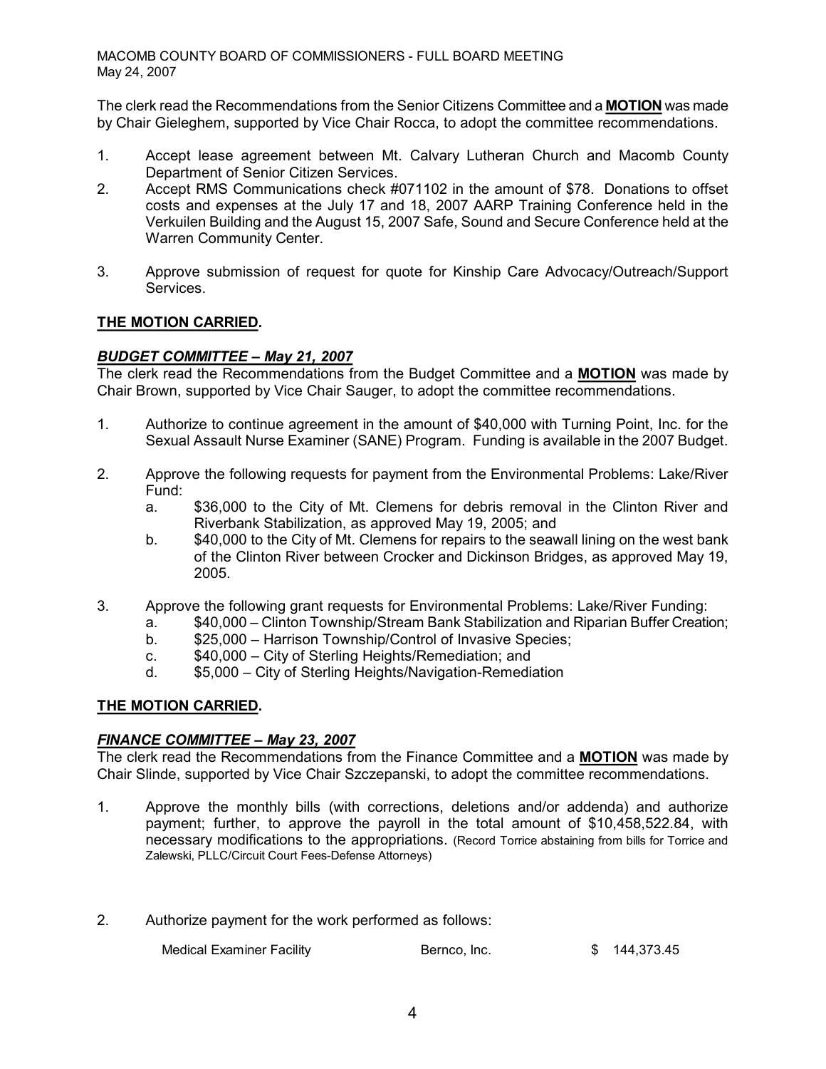The clerk read the Recommendations from the Senior Citizens Committee and a **MOTION** was made by Chair Gieleghem, supported by Vice Chair Rocca, to adopt the committee recommendations.

1. Accept lease agreement between Mt. Calvary Lutheran Church and Macomb County Department of Senior Citizen Services.
2. Accept RMS Communications check #071102 in the amount of $78. Donations to offset costs and expenses at the July 17 and 18, 2007 AARP Training Conference held in the Verkuilen Building and the August 15, 2007 Safe, Sound and Secure Conference held at the Warren Community Center.
3. Approve submission of request for quote for Kinship Care Advocacy/Outreach/Support Services.

**THE MOTION CARRIED.**

***BUDGET COMMITTEE – May 21, 2007***

The clerk read the Recommendations from the Budget Committee and a **MOTION** was made by Chair Brown, supported by Vice Chair Sauger, to adopt the committee recommendations.

1. Authorize to continue agreement in the amount of $40,000 with Turning Point, Inc. for the Sexual Assault Nurse Examiner (SANE) Program. Funding is available in the 2007 Budget.
2. Approve the following requests for payment from the Environmental Problems: Lake/River Fund:
   a. $36,000 to the City of Mt. Clemens for debris removal in the Clinton River and Riverbank Stabilization, as approved May 19, 2005; and
   b. $40,000 to the City of Mt. Clemens for repairs to the seawall lining on the west bank of the Clinton River between Crocker and Dickinson Bridges, as approved May 19, 2005.
3. Approve the following grant requests for Environmental Problems: Lake/River Funding:
   a. $40,000 – Clinton Township/Stream Bank Stabilization and Riparian Buffer Creation;
   b. $25,000 – Harrison Township/Control of Invasive Species;
   c. $40,000 – City of Sterling Heights/Remediation; and
   d. $5,000 – City of Sterling Heights/Navigation-Remediation

**THE MOTION CARRIED.**

***FINANCE COMMITTEE – May 23, 2007***

The clerk read the Recommendations from the Finance Committee and a **MOTION** was made by Chair Slinde, supported by Vice Chair Szczepanski, to adopt the committee recommendations.

1. Approve the monthly bills (with corrections, deletions and/or addenda) and authorize payment; further, to approve the payroll in the total amount of $10,458,522.84, with necessary modifications to the appropriations. (Record Torrice abstaining from bills for Torrice and Zalewski, PLLC/Circuit Court Fees-Defense Attorneys)
2. Authorize payment for the work performed as follows:

| | | |
|---|---|---|
| Medical Examiner Facility | Bernco, Inc. | $ 144,373.45 |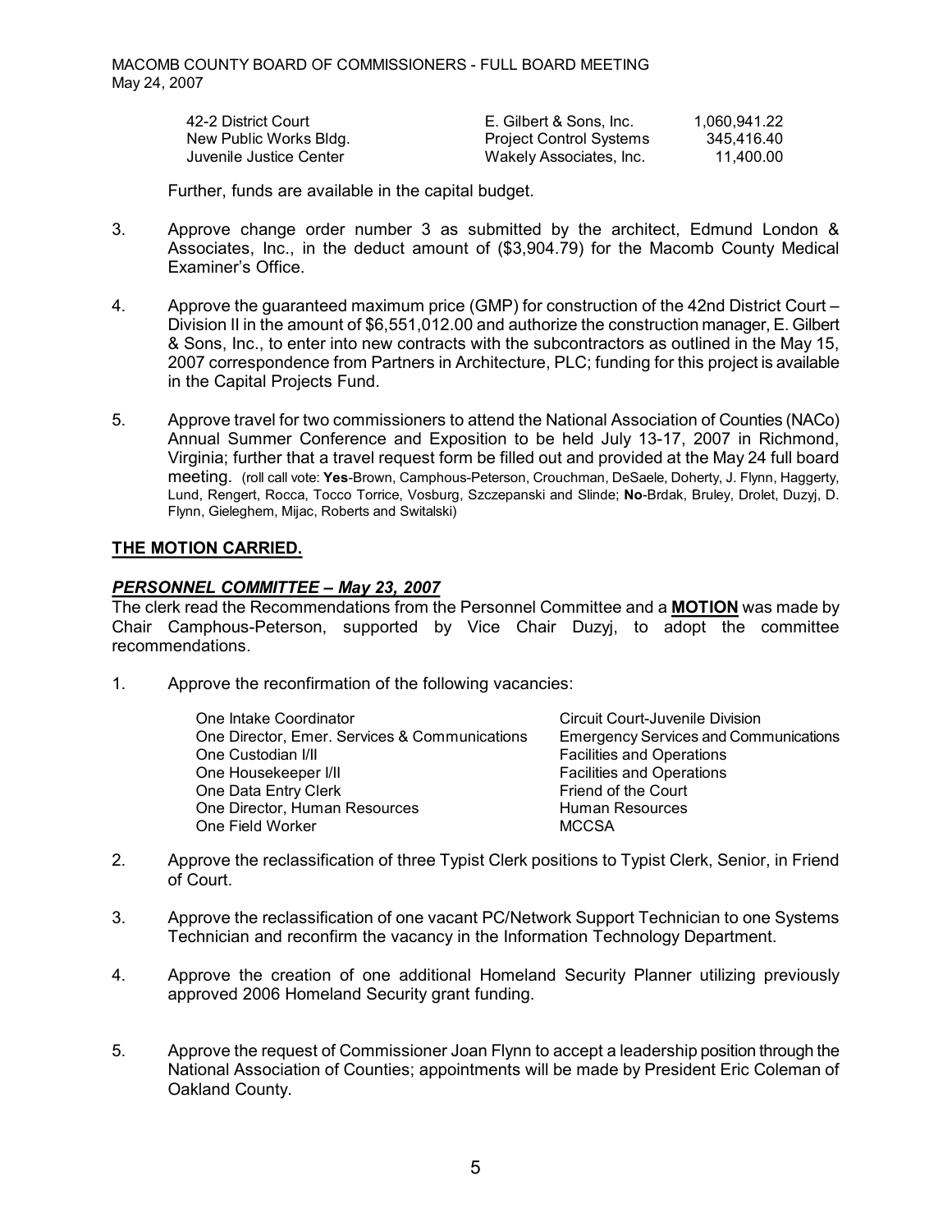| | | |
|---|---|---|
| 42-2 District Court | E. Gilbert & Sons, Inc. | 1,060,941.22 |
| New Public Works Bldg. | Project Control Systems | 345,416.40 |
| Juvenile Justice Center | Wakely Associates, Inc. | 11,400.00 |

Further, funds are available in the capital budget.

3. Approve change order number 3 as submitted by the architect, Edmund London & Associates, Inc., in the deduct amount of ($3,904.79) for the Macomb County Medical Examiner's Office.

4. Approve the guaranteed maximum price (GMP) for construction of the 42nd District Court – Division II in the amount of $6,551,012.00 and authorize the construction manager, E. Gilbert & Sons, Inc., to enter into new contracts with the subcontractors as outlined in the May 15, 2007 correspondence from Partners in Architecture, PLC; funding for this project is available in the Capital Projects Fund.

5. Approve travel for two commissioners to attend the National Association of Counties (NACo) Annual Summer Conference and Exposition to be held July 13-17, 2007 in Richmond, Virginia; further that a travel request form be filled out and provided at the May 24 full board meeting. (roll call vote: **Yes**-Brown, Camphous-Peterson, Crouchman, DeSaele, Doherty, J. Flynn, Haggerty, Lund, Rengert, Rocca, Tocco Torrice, Vosburg, Szczepanski and Slinde; **No**-Brdak, Bruley, Drolet, Duzyj, D. Flynn, Gieleghem, Mijac, Roberts and Switalski)

**THE MOTION CARRIED.**

***PERSONNEL COMMITTEE – May 23, 2007***

The clerk read the Recommendations from the Personnel Committee and a **MOTION** was made by Chair Camphous-Peterson, supported by Vice Chair Duzyj, to adopt the committee recommendations.

1. Approve the reconfirmation of the following vacancies:

| | |
|---|---|
| One Intake Coordinator | Circuit Court-Juvenile Division |
| One Director, Emer. Services & Communications | Emergency Services and Communications |
| One Custodian I/II | Facilities and Operations |
| One Housekeeper I/II | Facilities and Operations |
| One Data Entry Clerk | Friend of the Court |
| One Director, Human Resources | Human Resources |
| One Field Worker | MCCSA |

2. Approve the reclassification of three Typist Clerk positions to Typist Clerk, Senior, in Friend of Court.

3. Approve the reclassification of one vacant PC/Network Support Technician to one Systems Technician and reconfirm the vacancy in the Information Technology Department.

4. Approve the creation of one additional Homeland Security Planner utilizing previously approved 2006 Homeland Security grant funding.

5. Approve the request of Commissioner Joan Flynn to accept a leadership position through the National Association of Counties; appointments will be made by President Eric Coleman of Oakland County.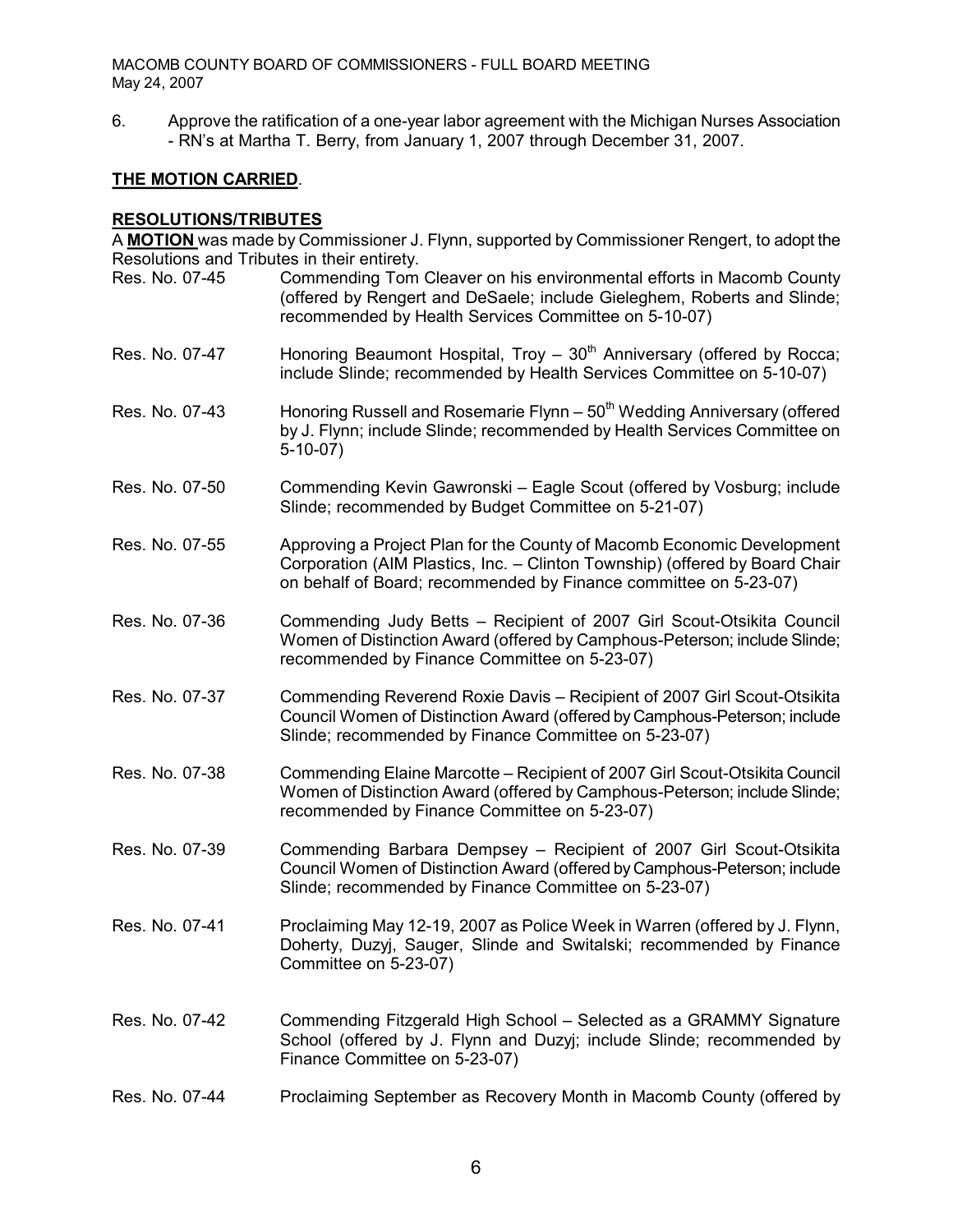6. Approve the ratification of a one-year labor agreement with the Michigan Nurses Association - RN's at Martha T. Berry, from January 1, 2007 through December 31, 2007.

**THE MOTION CARRIED**.

**RESOLUTIONS/TRIBUTES**

A **MOTION** was made by Commissioner J. Flynn, supported by Commissioner Rengert, to adopt the Resolutions and Tributes in their entirety.

Res. No. 07-45 Commending Tom Cleaver on his environmental efforts in Macomb County (offered by Rengert and DeSaele; include Gieleghem, Roberts and Slinde; recommended by Health Services Committee on 5-10-07)

Res. No. 07-47 Honoring Beaumont Hospital, Troy – 30th Anniversary (offered by Rocca; include Slinde; recommended by Health Services Committee on 5-10-07)

Res. No. 07-43 Honoring Russell and Rosemarie Flynn – 50th Wedding Anniversary (offered by J. Flynn; include Slinde; recommended by Health Services Committee on 5-10-07)

Res. No. 07-50 Commending Kevin Gawronski – Eagle Scout (offered by Vosburg; include Slinde; recommended by Budget Committee on 5-21-07)

Res. No. 07-55 Approving a Project Plan for the County of Macomb Economic Development Corporation (AIM Plastics, Inc. – Clinton Township) (offered by Board Chair on behalf of Board; recommended by Finance committee on 5-23-07)

Res. No. 07-36 Commending Judy Betts – Recipient of 2007 Girl Scout-Otsikita Council Women of Distinction Award (offered by Camphous-Peterson; include Slinde; recommended by Finance Committee on 5-23-07)

Res. No. 07-37 Commending Reverend Roxie Davis – Recipient of 2007 Girl Scout-Otsikita Council Women of Distinction Award (offered by Camphous-Peterson; include Slinde; recommended by Finance Committee on 5-23-07)

Res. No. 07-38 Commending Elaine Marcotte – Recipient of 2007 Girl Scout-Otsikita Council Women of Distinction Award (offered by Camphous-Peterson; include Slinde; recommended by Finance Committee on 5-23-07)

Res. No. 07-39 Commending Barbara Dempsey – Recipient of 2007 Girl Scout-Otsikita Council Women of Distinction Award (offered by Camphous-Peterson; include Slinde; recommended by Finance Committee on 5-23-07)

Res. No. 07-41 Proclaiming May 12-19, 2007 as Police Week in Warren (offered by J. Flynn, Doherty, Duzyj, Sauger, Slinde and Switalski; recommended by Finance Committee on 5-23-07)

Res. No. 07-42 Commending Fitzgerald High School – Selected as a GRAMMY Signature School (offered by J. Flynn and Duzyj; include Slinde; recommended by Finance Committee on 5-23-07)

Res. No. 07-44 Proclaiming September as Recovery Month in Macomb County (offered by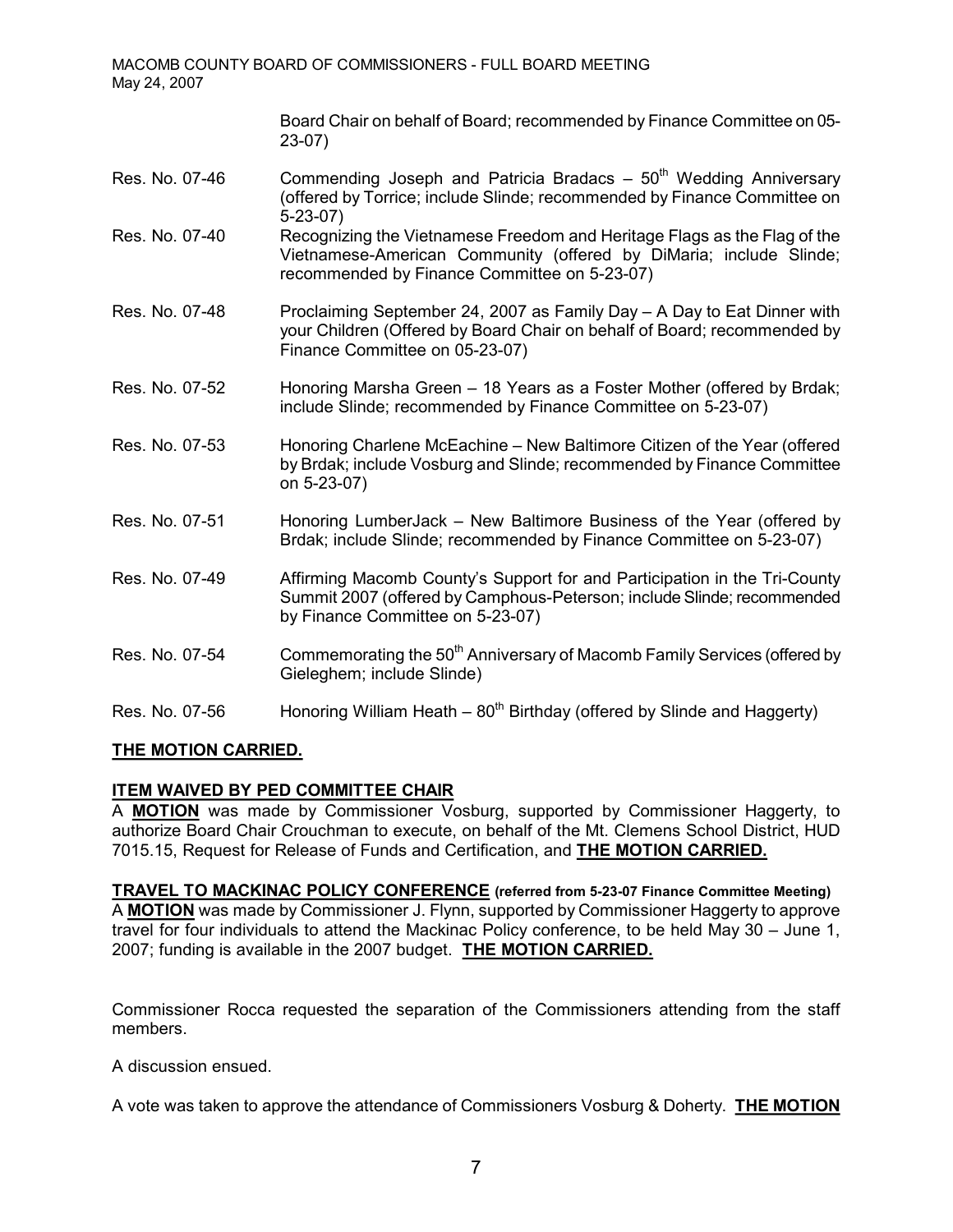Board Chair on behalf of Board; recommended by Finance Committee on 05-23-07)

Res. No. 07-46 Commending Joseph and Patricia Bradacs – 50th Wedding Anniversary (offered by Torrice; include Slinde; recommended by Finance Committee on 5-23-07)

Res. No. 07-40 Recognizing the Vietnamese Freedom and Heritage Flags as the Flag of the Vietnamese-American Community (offered by DiMaria; include Slinde; recommended by Finance Committee on 5-23-07)

Res. No. 07-48 Proclaiming September 24, 2007 as Family Day – A Day to Eat Dinner with your Children (Offered by Board Chair on behalf of Board; recommended by Finance Committee on 05-23-07)

Res. No. 07-52 Honoring Marsha Green – 18 Years as a Foster Mother (offered by Brdak; include Slinde; recommended by Finance Committee on 5-23-07)

Res. No. 07-53 Honoring Charlene McEachine – New Baltimore Citizen of the Year (offered by Brdak; include Vosburg and Slinde; recommended by Finance Committee on 5-23-07)

Res. No. 07-51 Honoring LumberJack – New Baltimore Business of the Year (offered by Brdak; include Slinde; recommended by Finance Committee on 5-23-07)

Res. No. 07-49 Affirming Macomb County's Support for and Participation in the Tri-County Summit 2007 (offered by Camphous-Peterson; include Slinde; recommended by Finance Committee on 5-23-07)

Res. No. 07-54 Commemorating the 50th Anniversary of Macomb Family Services (offered by Gieleghem; include Slinde)

Res. No. 07-56 Honoring William Heath – 80th Birthday (offered by Slinde and Haggerty)

**THE MOTION CARRIED.**

**ITEM WAIVED BY PED COMMITTEE CHAIR**

A **MOTION** was made by Commissioner Vosburg, supported by Commissioner Haggerty, to authorize Board Chair Crouchman to execute, on behalf of the Mt. Clemens School District, HUD 7015.15, Request for Release of Funds and Certification, and **THE MOTION CARRIED.**

**TRAVEL TO MACKINAC POLICY CONFERENCE** **(referred from 5-23-07 Finance Committee Meeting)**

A **MOTION** was made by Commissioner J. Flynn, supported by Commissioner Haggerty to approve travel for four individuals to attend the Mackinac Policy conference, to be held May 30 – June 1, 2007; funding is available in the 2007 budget. **THE MOTION CARRIED.**

Commissioner Rocca requested the separation of the Commissioners attending from the staff members.

A discussion ensued.

A vote was taken to approve the attendance of Commissioners Vosburg & Doherty. **THE MOTION**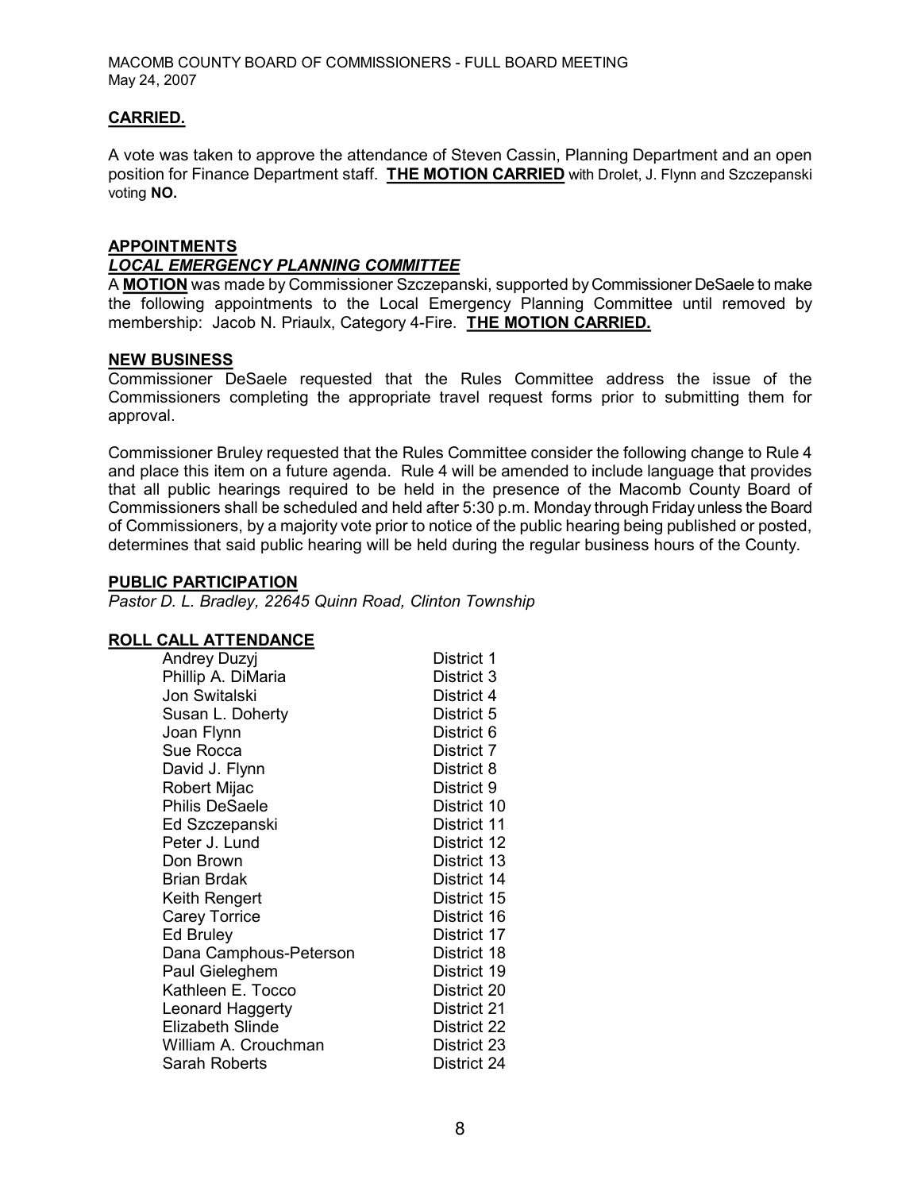**CARRIED.**

A vote was taken to approve the attendance of Steven Cassin, Planning Department and an open position for Finance Department staff. **THE MOTION CARRIED** with Drolet, J. Flynn and Szczepanski voting **NO.**

## APPOINTMENTS

### *LOCAL EMERGENCY PLANNING COMMITTEE*

A **MOTION** was made by Commissioner Szczepanski, supported by Commissioner DeSaele to make the following appointments to the Local Emergency Planning Committee until removed by membership: Jacob N. Priaulx, Category 4-Fire. **THE MOTION CARRIED.**

## NEW BUSINESS

Commissioner DeSaele requested that the Rules Committee address the issue of the Commissioners completing the appropriate travel request forms prior to submitting them for approval.

Commissioner Bruley requested that the Rules Committee consider the following change to Rule 4 and place this item on a future agenda. Rule 4 will be amended to include language that provides that all public hearings required to be held in the presence of the Macomb County Board of Commissioners shall be scheduled and held after 5:30 p.m. Monday through Friday unless the Board of Commissioners, by a majority vote prior to notice of the public hearing being published or posted, determines that said public hearing will be held during the regular business hours of the County.

## PUBLIC PARTICIPATION

*Pastor D. L. Bradley, 22645 Quinn Road, Clinton Township*

## ROLL CALL ATTENDANCE

| | |
|---|---|
| Andrey Duzyj | District 1 |
| Phillip A. DiMaria | District 3 |
| Jon Switalski | District 4 |
| Susan L. Doherty | District 5 |
| Joan Flynn | District 6 |
| Sue Rocca | District 7 |
| David J. Flynn | District 8 |
| Robert Mijac | District 9 |
| Philis DeSaele | District 10 |
| Ed Szczepanski | District 11 |
| Peter J. Lund | District 12 |
| Don Brown | District 13 |
| Brian Brdak | District 14 |
| Keith Rengert | District 15 |
| Carey Torrice | District 16 |
| Ed Bruley | District 17 |
| Dana Camphous-Peterson | District 18 |
| Paul Gieleghem | District 19 |
| Kathleen E. Tocco | District 20 |
| Leonard Haggerty | District 21 |
| Elizabeth Slinde | District 22 |
| William A. Crouchman | District 23 |
| Sarah Roberts | District 24 |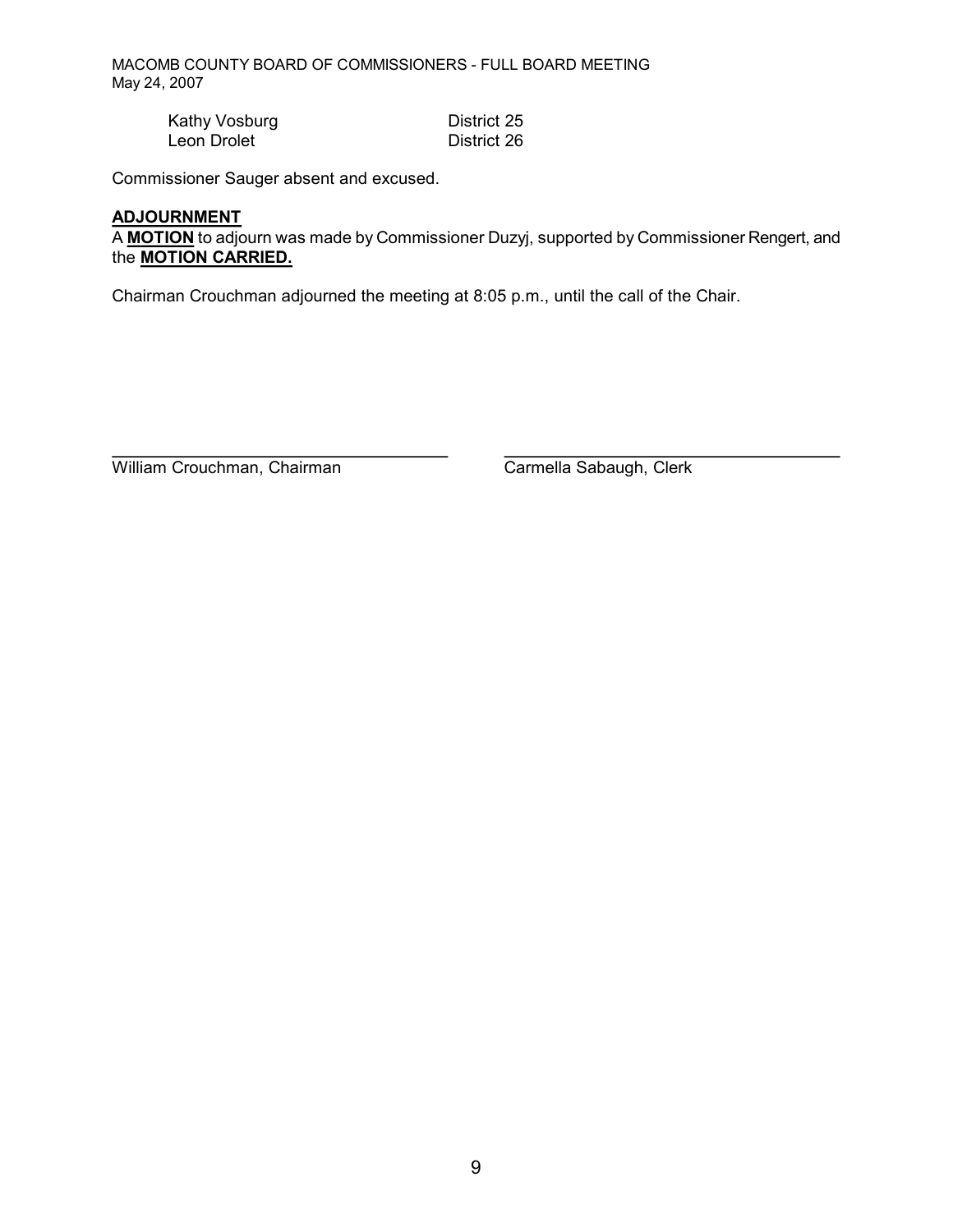| | |
|---|---|
| Kathy Vosburg | District 25 |
| Leon Drolet | District 26 |

Commissioner Sauger absent and excused.

**ADJOURNMENT**

A **MOTION** to adjourn was made by Commissioner Duzyj, supported by Commissioner Rengert, and the **MOTION CARRIED.**

Chairman Crouchman adjourned the meeting at 8:05 p.m., until the call of the Chair.

William Crouchman, Chairman

Carmella Sabaugh, Clerk